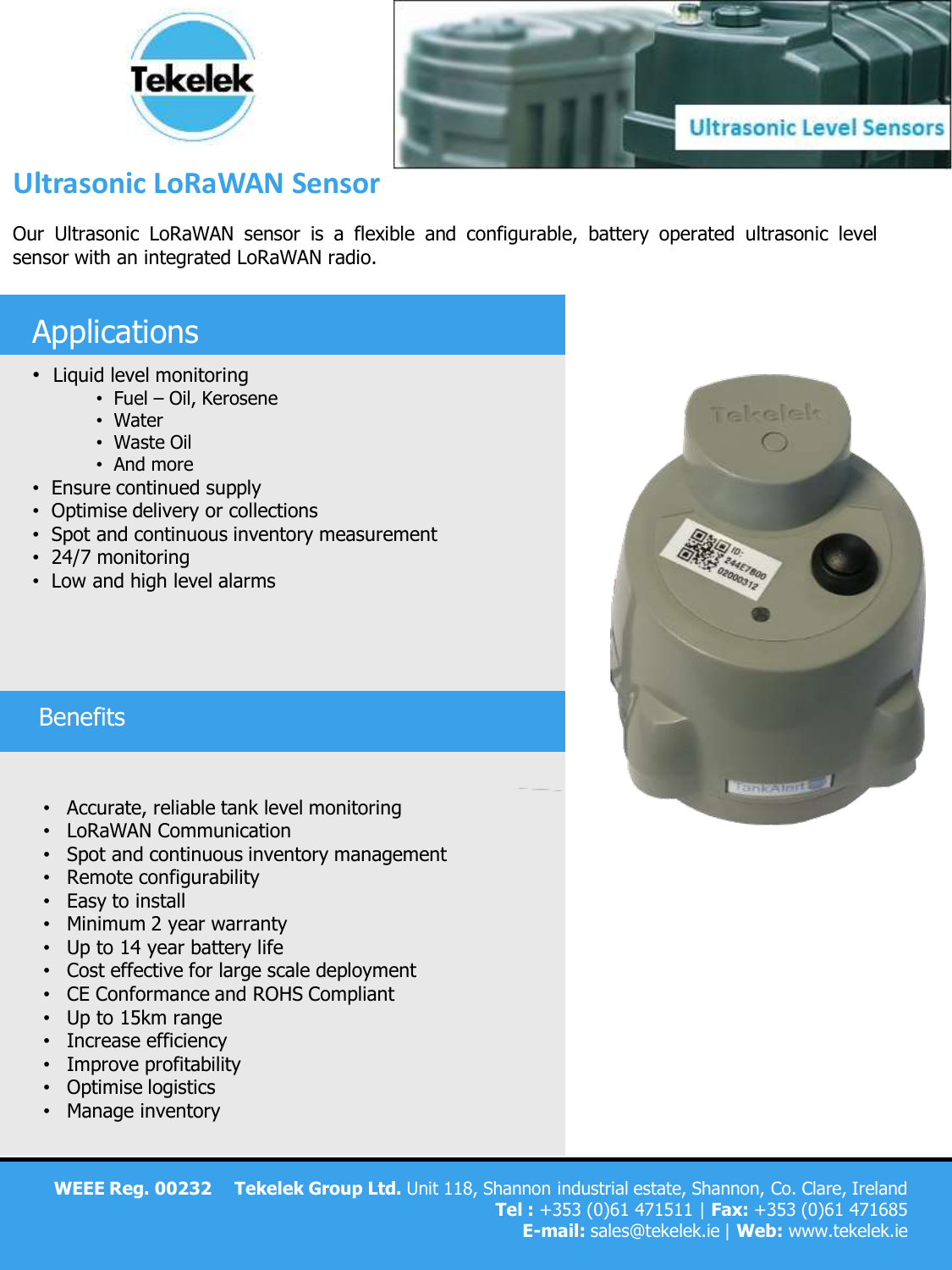# Ultrasonic LoRaWAN Sensor

Our Ultrasonic LoRaWAN sensor is a flexible and configurable, battery operated ultrasonic level sensor with an integrated LoRaWAN radio.

## Applications

- Liquid level monitoring
    - Fuel – Oil, Kerosene
    - Water
    - Waste Oil
    - And more
- Ensure continued supply
- Optimise delivery or collections
- Spot and continuous inventory measurement
- 24/7 monitoring
- Low and high level alarms

## Benefits

- Accurate, reliable tank level monitoring
- LoRaWAN Communication
- Spot and continuous inventory management
- Remote configurability
- Easy to install
- Minimum 2 year warranty
- Up to 14 year battery life
- Cost effective for large scale deployment
- CE Conformance and ROHS Compliant
- Up to 15km range
- Increase efficiency
- Improve profitability
- Optimise logistics
- Manage inventory

**WEEE Reg. 00232** **Tekelek Group Ltd.** Unit 118, Shannon industrial estate, Shannon, Co. Clare, Ireland
**Tel :** +353 (0)61 471511 | **Fax:** +353 (0)61 471685
**E-mail:** sales@tekelek.ie | **Web:** www.tekelek.ie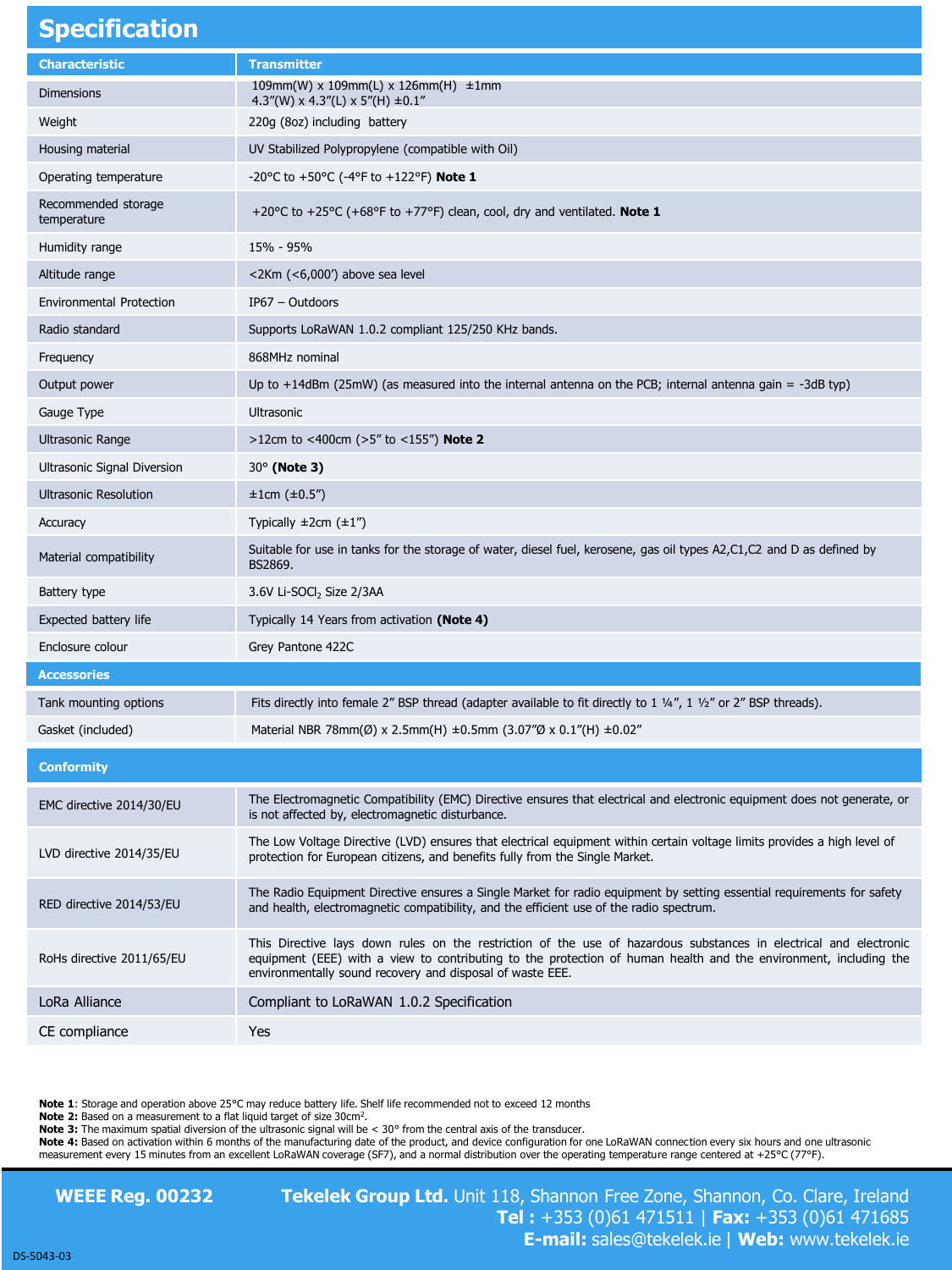# Specification

| Characteristic | Transmitter |
|---|---|
| Dimensions | 109mm(W) x 109mm(L) x 126mm(H) ±1mm 4.3"(W) x 4.3"(L) x 5"(H) ±0.1" |
| Weight | 220g (8oz) including battery |
| Housing material | UV Stabilized Polypropylene (compatible with Oil) |
| Operating temperature | -20°C to +50°C (-4°F to +122°F) **Note 1** |
| Recommended storage temperature | +20°C to +25°C (+68°F to +77°F) clean, cool, dry and ventilated. **Note 1** |
| Humidity range | 15% - 95% |
| Altitude range | <2Km (<6,000') above sea level |
| Environmental Protection | IP67 – Outdoors |
| Radio standard | Supports LoRaWAN 1.0.2 compliant 125/250 KHz bands. |
| Frequency | 868MHz nominal |
| Output power | Up to +14dBm (25mW) (as measured into the internal antenna on the PCB; internal antenna gain = -3dB typ) |
| Gauge Type | Ultrasonic |
| Ultrasonic Range | >12cm to <400cm (>5" to <155") **Note 2** |
| Ultrasonic Signal Diversion | 30° **(Note 3)** |
| Ultrasonic Resolution | ±1cm (±0.5") |
| Accuracy | Typically ±2cm (±1") |
| Material compatibility | Suitable for use in tanks for the storage of water, diesel fuel, kerosene, gas oil types A2,C1,C2 and D as defined by BS2869. |
| Battery type | 3.6V Li-$SOCl_2$ Size 2/3AA |
| Expected battery life | Typically 14 Years from activation **(Note 4)** |
| Enclosure colour | Grey Pantone 422C |
| **Accessories** | |
| Tank mounting options | Fits directly into female 2" BSP thread (adapter available to fit directly to 1 ¼", 1 ½" or 2" BSP threads). |
| Gasket (included) | Material NBR 78mm(Ø) x 2.5mm(H) ±0.5mm (3.07"Ø x 0.1"(H) ±0.02" |

## Conformity

| | |
|---|---|
| EMC directive 2014/30/EU | The Electromagnetic Compatibility (EMC) Directive ensures that electrical and electronic equipment does not generate, or is not affected by, electromagnetic disturbance. |
| LVD directive 2014/35/EU | The Low Voltage Directive (LVD) ensures that electrical equipment within certain voltage limits provides a high level of protection for European citizens, and benefits fully from the Single Market. |
| RED directive 2014/53/EU | The Radio Equipment Directive ensures a Single Market for radio equipment by setting essential requirements for safety and health, electromagnetic compatibility, and the efficient use of the radio spectrum. |
| RoHs directive 2011/65/EU | This Directive lays down rules on the restriction of the use of hazardous substances in electrical and electronic equipment (EEE) with a view to contributing to the protection of human health and the environment, including the environmentally sound recovery and disposal of waste EEE. |
| LoRa Alliance | Compliant to LoRaWAN 1.0.2 Specification |
| CE compliance | Yes |

**Note 1**: Storage and operation above 25°C may reduce battery life. Shelf life recommended not to exceed 12 months
**Note 2:** Based on a measurement to a flat liquid target of size 30cm$^2$.
**Note 3:** The maximum spatial diversion of the ultrasonic signal will be < 30° from the central axis of the transducer.
**Note 4:** Based on activation within 6 months of the manufacturing date of the product, and device configuration for one LoRaWAN connection every six hours and one ultrasonic measurement every 15 minutes from an excellent LoRaWAN coverage (SF7), and a normal distribution over the operating temperature range centered at +25°C (77°F).

**WEEE Reg. 00232**

**Tekelek Group Ltd.** Unit 118, Shannon Free Zone, Shannon, Co. Clare, Ireland
**Tel :** +353 (0)61 471511 | **Fax:** +353 (0)61 471685
**E-mail:** sales@tekelek.ie | **Web:** www.tekelek.ie

DS-5043-03